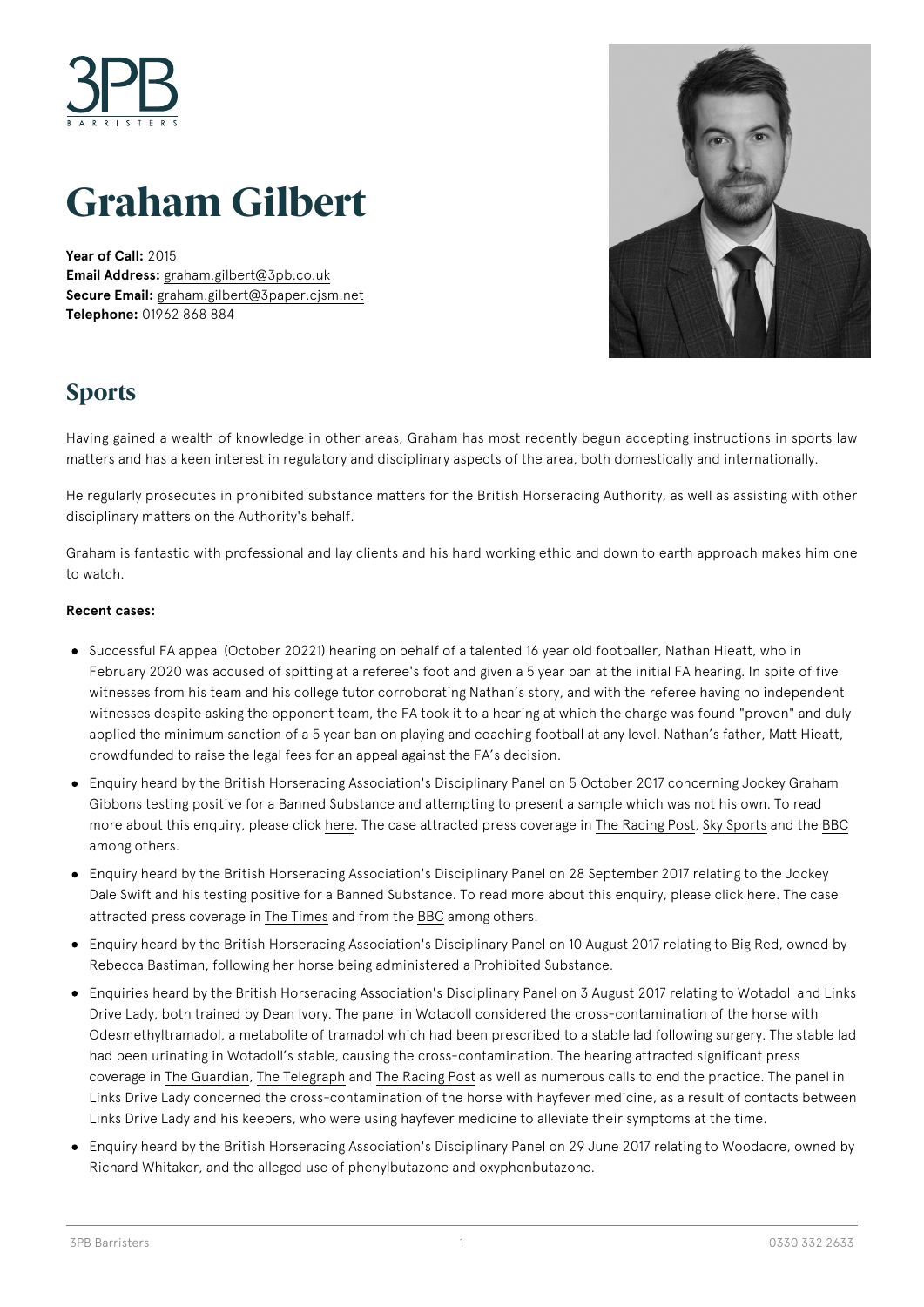# Graham Gilbert

**Year of Call:** 2015
**Email Address:** graham.gilbert@3pb.co.uk
**Secure Email:** graham.gilbert@3paper.cjsm.net
**Telephone:** 01962 868 884

## Sports

Having gained a wealth of knowledge in other areas, Graham has most recently begun accepting instructions in sports law matters and has a keen interest in regulatory and disciplinary aspects of the area, both domestically and internationally.

He regularly prosecutes in prohibited substance matters for the British Horseracing Authority, as well as assisting with other disciplinary matters on the Authority's behalf.

Graham is fantastic with professional and lay clients and his hard working ethic and down to earth approach makes him one to watch.

**Recent cases:**

- Successful FA appeal (October 20221) hearing on behalf of a talented 16 year old footballer, Nathan Hieatt, who in February 2020 was accused of spitting at a referee's foot and given a 5 year ban at the initial FA hearing. In spite of five witnesses from his team and his college tutor corroborating Nathan's story, and with the referee having no independent witnesses despite asking the opponent team, the FA took it to a hearing at which the charge was found "proven" and duly applied the minimum sanction of a 5 year ban on playing and coaching football at any level. Nathan's father, Matt Hieatt, crowdfunded to raise the legal fees for an appeal against the FA's decision.
- Enquiry heard by the British Horseracing Association's Disciplinary Panel on 5 October 2017 concerning Jockey Graham Gibbons testing positive for a Banned Substance and attempting to present a sample which was not his own. To read more about this enquiry, please click here. The case attracted press coverage in The Racing Post, Sky Sports and the BBC among others.
- Enquiry heard by the British Horseracing Association's Disciplinary Panel on 28 September 2017 relating to the Jockey Dale Swift and his testing positive for a Banned Substance. To read more about this enquiry, please click here. The case attracted press coverage in The Times and from the BBC among others.
- Enquiry heard by the British Horseracing Association's Disciplinary Panel on 10 August 2017 relating to Big Red, owned by Rebecca Bastiman, following her horse being administered a Prohibited Substance.
- Enquiries heard by the British Horseracing Association's Disciplinary Panel on 3 August 2017 relating to Wotadoll and Links Drive Lady, both trained by Dean Ivory. The panel in Wotadoll considered the cross-contamination of the horse with Odesmethyltramadol, a metabolite of tramadol which had been prescribed to a stable lad following surgery. The stable lad had been urinating in Wotadoll's stable, causing the cross-contamination. The hearing attracted significant press coverage in The Guardian, The Telegraph and The Racing Post as well as numerous calls to end the practice. The panel in Links Drive Lady concerned the cross-contamination of the horse with hayfever medicine, as a result of contacts between Links Drive Lady and his keepers, who were using hayfever medicine to alleviate their symptoms at the time.
- Enquiry heard by the British Horseracing Association's Disciplinary Panel on 29 June 2017 relating to Woodacre, owned by Richard Whitaker, and the alleged use of phenylbutazone and oxyphenbutazone.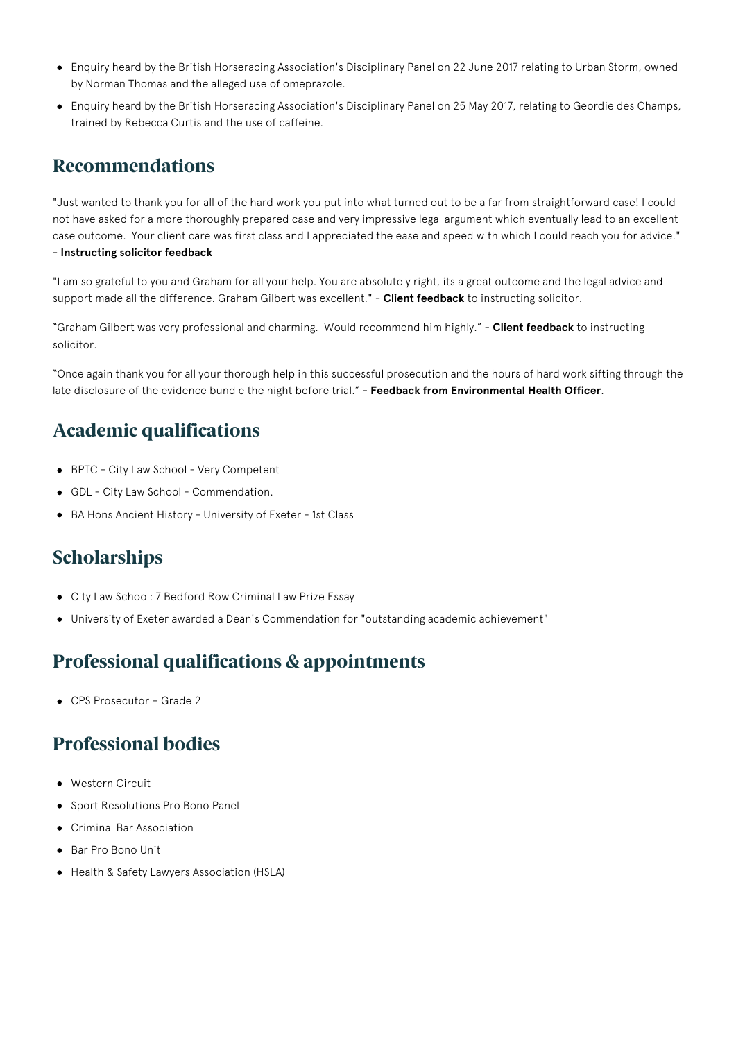- Enquiry heard by the British Horseracing Association's Disciplinary Panel on 22 June 2017 relating to Urban Storm, owned by Norman Thomas and the alleged use of omeprazole.
- Enquiry heard by the British Horseracing Association's Disciplinary Panel on 25 May 2017, relating to Geordie des Champs, trained by Rebecca Curtis and the use of caffeine.

## Recommendations

"Just wanted to thank you for all of the hard work you put into what turned out to be a far from straightforward case! I could not have asked for a more thoroughly prepared case and very impressive legal argument which eventually lead to an excellent case outcome. Your client care was first class and I appreciated the ease and speed with which I could reach you for advice." - **Instructing solicitor feedback**

"I am so grateful to you and Graham for all your help. You are absolutely right, its a great outcome and the legal advice and support made all the difference. Graham Gilbert was excellent." - **Client feedback** to instructing solicitor.

"Graham Gilbert was very professional and charming. Would recommend him highly." - **Client feedback** to instructing solicitor.

"Once again thank you for all your thorough help in this successful prosecution and the hours of hard work sifting through the late disclosure of the evidence bundle the night before trial." - **Feedback from Environmental Health Officer**.

## Academic qualifications

- BPTC - City Law School - Very Competent
- GDL - City Law School - Commendation.
- BA Hons Ancient History - University of Exeter - 1st Class

## Scholarships

- City Law School: 7 Bedford Row Criminal Law Prize Essay
- University of Exeter awarded a Dean's Commendation for "outstanding academic achievement"

## Professional qualifications & appointments

- CPS Prosecutor – Grade 2

## Professional bodies

- Western Circuit
- Sport Resolutions Pro Bono Panel
- Criminal Bar Association
- Bar Pro Bono Unit
- Health & Safety Lawyers Association (HSLA)